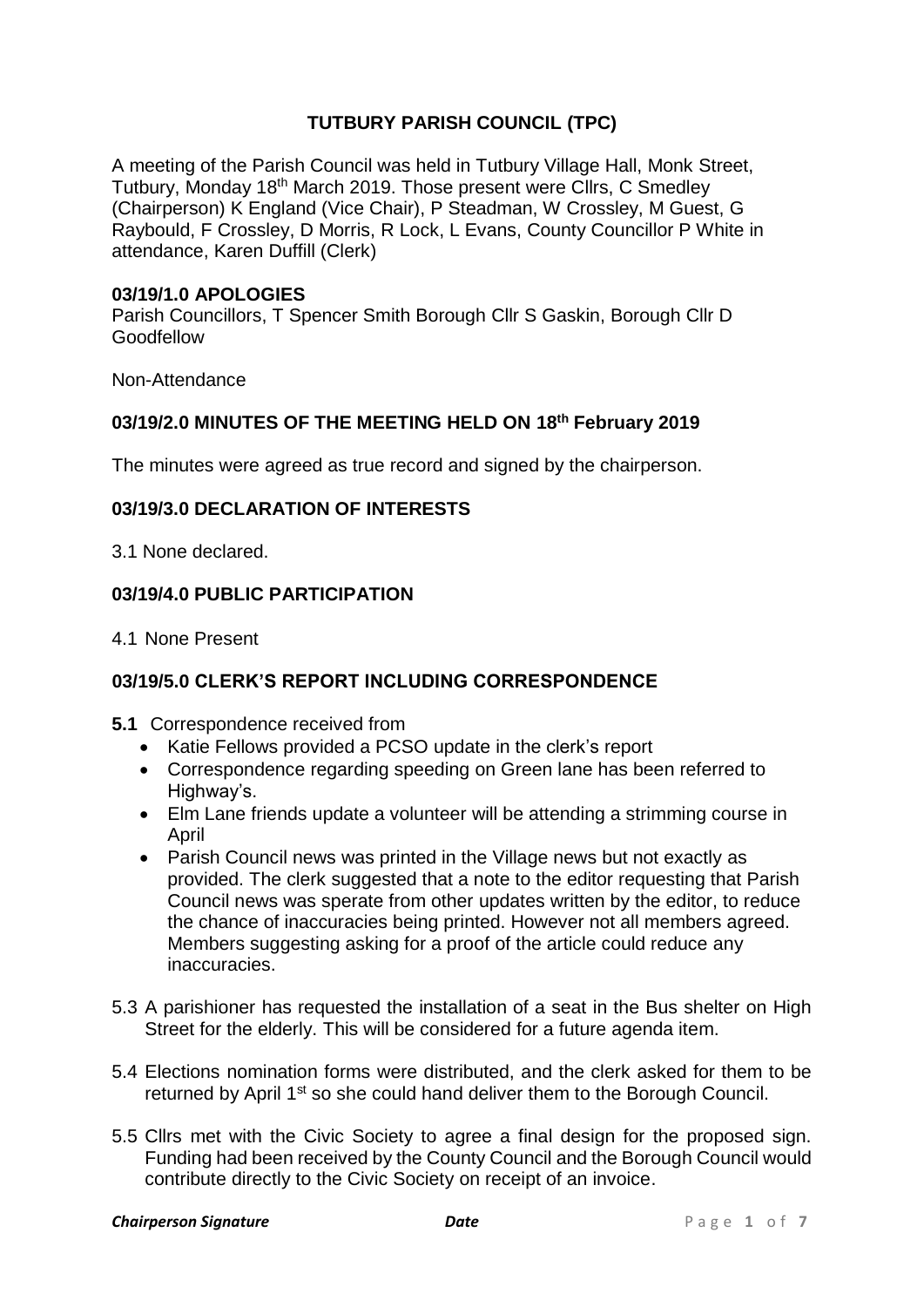# TUTBURY PARISH COUNCIL (TPC)

A meeting of the Parish Council was held in Tutbury Village Hall, Monk Street, Tutbury, Monday 18th March 2019. Those present were Cllrs, C Smedley (Chairperson) K England (Vice Chair), P Steadman, W Crossley, M Guest, G Raybould, F Crossley, D Morris, R Lock, L Evans, County Councillor P White in attendance, Karen Duffill (Clerk)

## 03/19/1.0 APOLOGIES

Parish Councillors, T Spencer Smith Borough Cllr S Gaskin, Borough Cllr D Goodfellow

Non-Attendance

## 03/19/2.0 MINUTES OF THE MEETING HELD ON 18th February 2019

The minutes were agreed as true record and signed by the chairperson.

## 03/19/3.0 DECLARATION OF INTERESTS

3.1 None declared.

## 03/19/4.0 PUBLIC PARTICIPATION

4.1 None Present

## 03/19/5.0 CLERK'S REPORT INCLUDING CORRESPONDENCE

**5.1** Correspondence received from

- Katie Fellows provided a PCSO update in the clerk's report
- Correspondence regarding speeding on Green lane has been referred to Highway's.
- Elm Lane friends update a volunteer will be attending a strimming course in April
- Parish Council news was printed in the Village news but not exactly as provided. The clerk suggested that a note to the editor requesting that Parish Council news was sperate from other updates written by the editor, to reduce the chance of inaccuracies being printed. However not all members agreed. Members suggesting asking for a proof of the article could reduce any inaccuracies.

5.3 A parishioner has requested the installation of a seat in the Bus shelter on High Street for the elderly. This will be considered for a future agenda item.

5.4 Elections nomination forms were distributed, and the clerk asked for them to be returned by April 1st so she could hand deliver them to the Borough Council.

5.5 Cllrs met with the Civic Society to agree a final design for the proposed sign. Funding had been received by the County Council and the Borough Council would contribute directly to the Civic Society on receipt of an invoice.

*Chairperson Signature* *Date*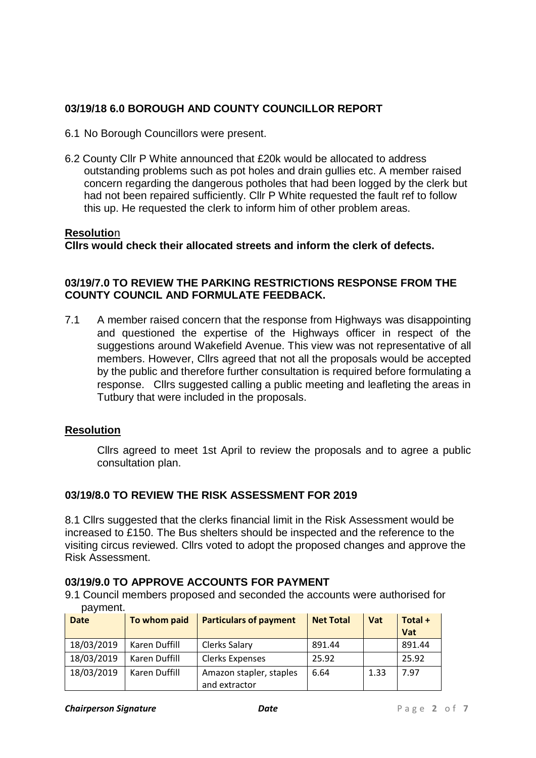### 03/19/18 6.0 BOROUGH AND COUNTY COUNCILLOR REPORT

6.1 No Borough Councillors were present.

6.2 County Cllr P White announced that £20k would be allocated to address outstanding problems such as pot holes and drain gullies etc. A member raised concern regarding the dangerous potholes that had been logged by the clerk but had not been repaired sufficiently. Cllr P White requested the fault ref to follow this up. He requested the clerk to inform him of other problem areas.

**Resolution**

**Cllrs would check their allocated streets and inform the clerk of defects.**

### 03/19/7.0 TO REVIEW THE PARKING RESTRICTIONS RESPONSE FROM THE COUNTY COUNCIL AND FORMULATE FEEDBACK.

7.1 A member raised concern that the response from Highways was disappointing and questioned the expertise of the Highways officer in respect of the suggestions around Wakefield Avenue. This view was not representative of all members. However, Cllrs agreed that not all the proposals would be accepted by the public and therefore further consultation is required before formulating a response. Cllrs suggested calling a public meeting and leafleting the areas in Tutbury that were included in the proposals.

**Resolution**

Cllrs agreed to meet 1st April to review the proposals and to agree a public consultation plan.

### 03/19/8.0 TO REVIEW THE RISK ASSESSMENT FOR 2019

8.1 Cllrs suggested that the clerks financial limit in the Risk Assessment would be increased to £150. The Bus shelters should be inspected and the reference to the visiting circus reviewed. Cllrs voted to adopt the proposed changes and approve the Risk Assessment.

### 03/19/9.0 TO APPROVE ACCOUNTS FOR PAYMENT

9.1 Council members proposed and seconded the accounts were authorised for payment.

| Date | To whom paid | Particulars of payment | Net Total | Vat | Total + Vat |
|---|---|---|---|---|---|
| 18/03/2019 | Karen Duffill | Clerks Salary | 891.44 | | 891.44 |
| 18/03/2019 | Karen Duffill | Clerks Expenses | 25.92 | | 25.92 |
| 18/03/2019 | Karen Duffill | Amazon stapler, staples and extractor | 6.64 | 1.33 | 7.97 |

***Chairperson Signature*** ***Date***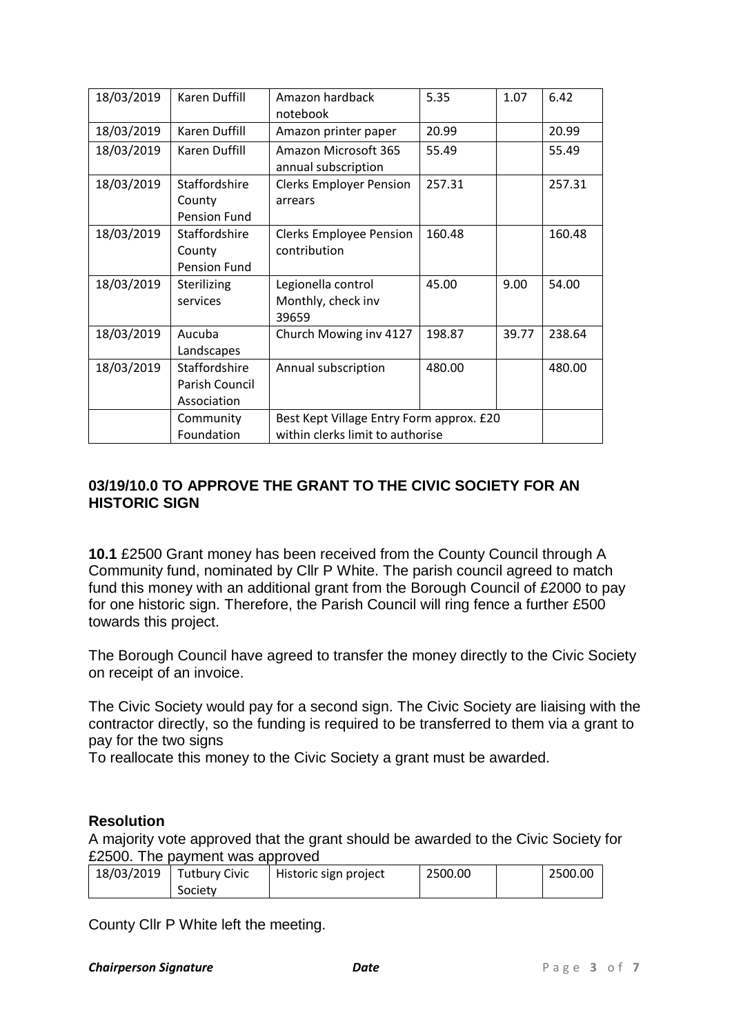| 18/03/2019 | Karen Duffill | Amazon hardback notebook | 5.35 | 1.07 | 6.42 |
|---|---|---|---|---|---|
| 18/03/2019 | Karen Duffill | Amazon printer paper | 20.99 | | 20.99 |
| 18/03/2019 | Karen Duffill | Amazon Microsoft 365 annual subscription | 55.49 | | 55.49 |
| 18/03/2019 | Staffordshire County Pension Fund | Clerks Employer Pension arrears | 257.31 | | 257.31 |
| 18/03/2019 | Staffordshire County Pension Fund | Clerks Employee Pension contribution | 160.48 | | 160.48 |
| 18/03/2019 | Sterilizing services | Legionella control Monthly, check inv 39659 | 45.00 | 9.00 | 54.00 |
| 18/03/2019 | Aucuba Landscapes | Church Mowing inv 4127 | 198.87 | 39.77 | 238.64 |
| 18/03/2019 | Staffordshire Parish Council Association | Annual subscription | 480.00 | | 480.00 |
| | Community Foundation | Best Kept Village Entry Form approx. £20 within clerks limit to authorise | | | |

## 03/19/10.0 TO APPROVE THE GRANT TO THE CIVIC SOCIETY FOR AN HISTORIC SIGN

**10.1** £2500 Grant money has been received from the County Council through A Community fund, nominated by Cllr P White. The parish council agreed to match fund this money with an additional grant from the Borough Council of £2000 to pay for one historic sign. Therefore, the Parish Council will ring fence a further £500 towards this project.

The Borough Council have agreed to transfer the money directly to the Civic Society on receipt of an invoice.

The Civic Society would pay for a second sign. The Civic Society are liaising with the contractor directly, so the funding is required to be transferred to them via a grant to pay for the two signs

To reallocate this money to the Civic Society a grant must be awarded.

### Resolution

A majority vote approved that the grant should be awarded to the Civic Society for £2500. The payment was approved

| 18/03/2019 | Tutbury Civic Society | Historic sign project | 2500.00 | | 2500.00 |
|---|---|---|---|---|---|

County Cllr P White left the meeting.

***Chairperson Signature*** ***Date***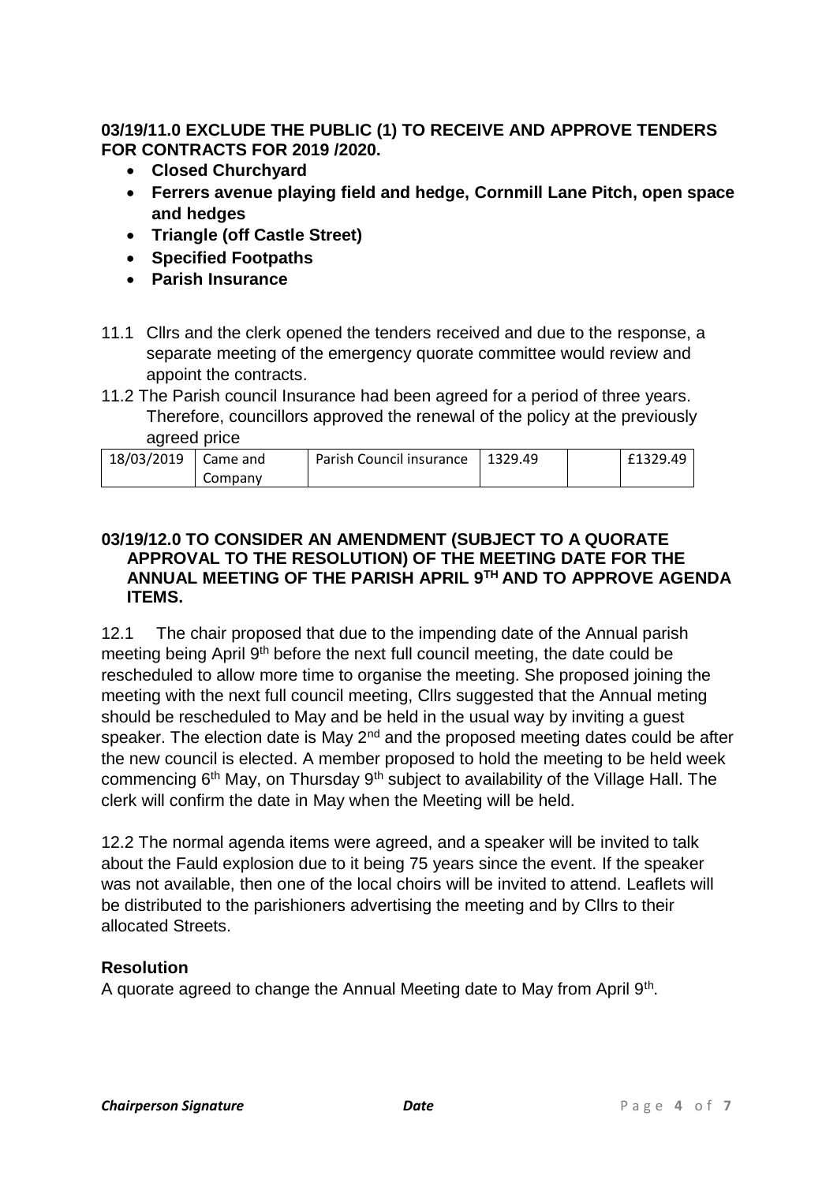**03/19/11.0 EXCLUDE THE PUBLIC (1) TO RECEIVE AND APPROVE TENDERS FOR CONTRACTS FOR 2019 /2020.**

- **Closed Churchyard**
- **Ferrers avenue playing field and hedge, Cornmill Lane Pitch, open space and hedges**
- **Triangle (off Castle Street)**
- **Specified Footpaths**
- **Parish Insurance**

11.1 Cllrs and the clerk opened the tenders received and due to the response, a separate meeting of the emergency quorate committee would review and appoint the contracts.

11.2 The Parish council Insurance had been agreed for a period of three years. Therefore, councillors approved the renewal of the policy at the previously agreed price

| 18/03/2019 | Came and Company | Parish Council insurance | 1329.49 | | £1329.49 |
|---|---|---|---|---|---|

**03/19/12.0 TO CONSIDER AN AMENDMENT (SUBJECT TO A QUORATE APPROVAL TO THE RESOLUTION) OF THE MEETING DATE FOR THE ANNUAL MEETING OF THE PARISH APRIL 9TH AND TO APPROVE AGENDA ITEMS.**

12.1 The chair proposed that due to the impending date of the Annual parish meeting being April 9th before the next full council meeting, the date could be rescheduled to allow more time to organise the meeting. She proposed joining the meeting with the next full council meeting, Cllrs suggested that the Annual meting should be rescheduled to May and be held in the usual way by inviting a guest speaker. The election date is May 2nd and the proposed meeting dates could be after the new council is elected. A member proposed to hold the meeting to be held week commencing 6th May, on Thursday 9th subject to availability of the Village Hall. The clerk will confirm the date in May when the Meeting will be held.

12.2 The normal agenda items were agreed, and a speaker will be invited to talk about the Fauld explosion due to it being 75 years since the event. If the speaker was not available, then one of the local choirs will be invited to attend. Leaflets will be distributed to the parishioners advertising the meeting and by Cllrs to their allocated Streets.

**Resolution**

A quorate agreed to change the Annual Meeting date to May from April 9th.

***Chairperson Signature*** ***Date***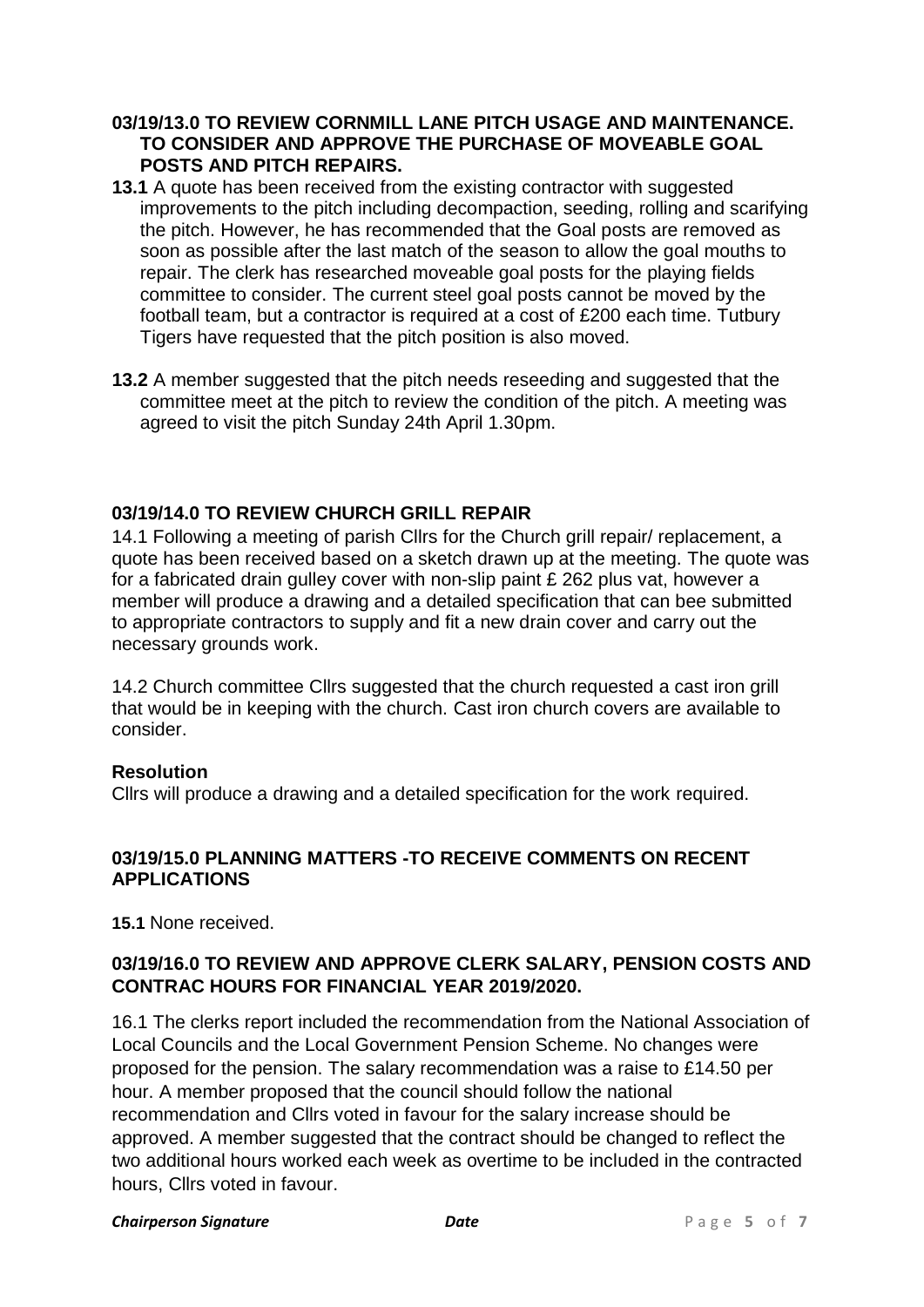**03/19/13.0 TO REVIEW CORNMILL LANE PITCH USAGE AND MAINTENANCE. TO CONSIDER AND APPROVE THE PURCHASE OF MOVEABLE GOAL POSTS AND PITCH REPAIRS.**

**13.1** A quote has been received from the existing contractor with suggested improvements to the pitch including decompaction, seeding, rolling and scarifying the pitch. However, he has recommended that the Goal posts are removed as soon as possible after the last match of the season to allow the goal mouths to repair. The clerk has researched moveable goal posts for the playing fields committee to consider. The current steel goal posts cannot be moved by the football team, but a contractor is required at a cost of £200 each time. Tutbury Tigers have requested that the pitch position is also moved.

**13.2** A member suggested that the pitch needs reseeding and suggested that the committee meet at the pitch to review the condition of the pitch. A meeting was agreed to visit the pitch Sunday 24th April 1.30pm.

**03/19/14.0 TO REVIEW CHURCH GRILL REPAIR**

14.1 Following a meeting of parish Cllrs for the Church grill repair/ replacement, a quote has been received based on a sketch drawn up at the meeting. The quote was for a fabricated drain gulley cover with non-slip paint £ 262 plus vat, however a member will produce a drawing and a detailed specification that can bee submitted to appropriate contractors to supply and fit a new drain cover and carry out the necessary grounds work.

14.2 Church committee Cllrs suggested that the church requested a cast iron grill that would be in keeping with the church. Cast iron church covers are available to consider.

**Resolution**

Cllrs will produce a drawing and a detailed specification for the work required.

**03/19/15.0 PLANNING MATTERS -TO RECEIVE COMMENTS ON RECENT APPLICATIONS**

**15.1** None received.

**03/19/16.0 TO REVIEW AND APPROVE CLERK SALARY, PENSION COSTS AND CONTRAC HOURS FOR FINANCIAL YEAR 2019/2020.**

16.1 The clerks report included the recommendation from the National Association of Local Councils and the Local Government Pension Scheme. No changes were proposed for the pension. The salary recommendation was a raise to £14.50 per hour. A member proposed that the council should follow the national recommendation and Cllrs voted in favour for the salary increase should be approved. A member suggested that the contract should be changed to reflect the two additional hours worked each week as overtime to be included in the contracted hours, Cllrs voted in favour.

***Chairperson Signature*** ***Date***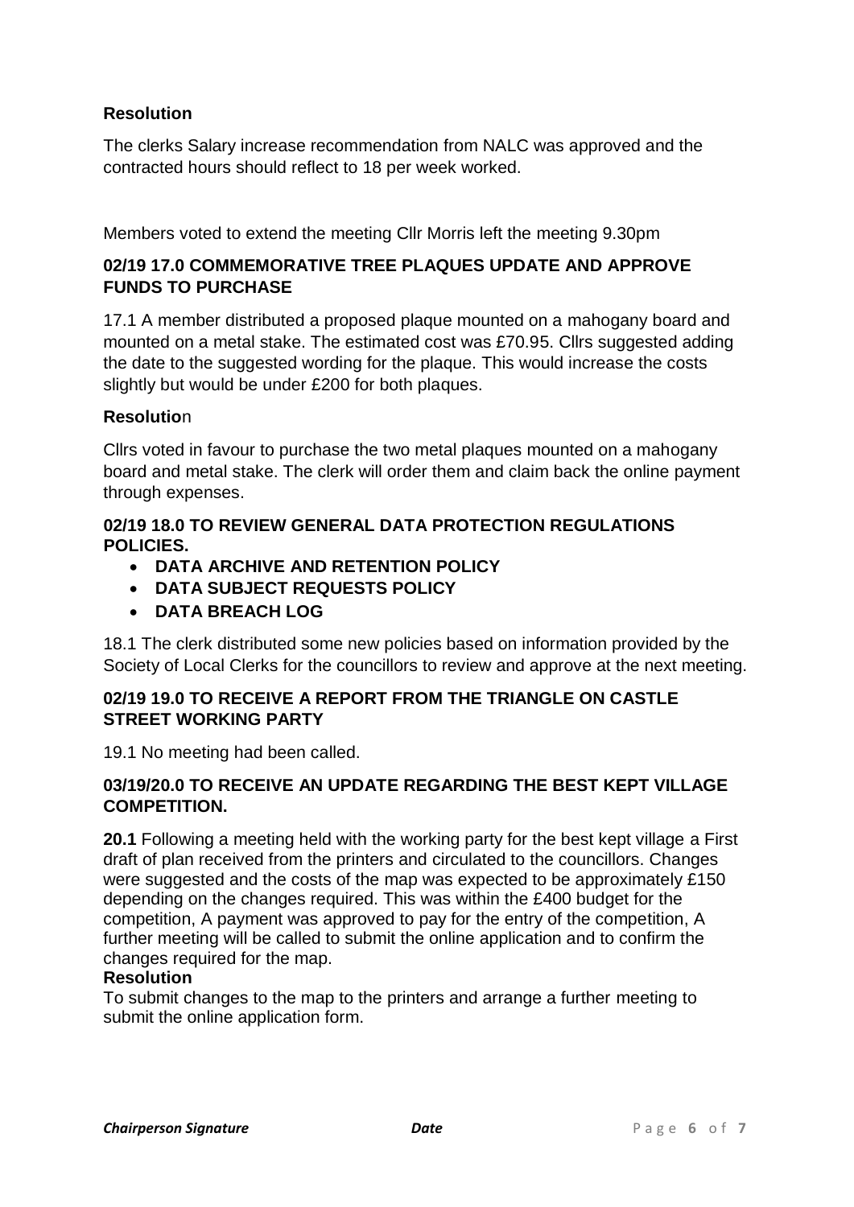**Resolution**

The clerks Salary increase recommendation from NALC was approved and the contracted hours should reflect to 18 per week worked.

Members voted to extend the meeting Cllr Morris left the meeting 9.30pm

**02/19 17.0 COMMEMORATIVE TREE PLAQUES UPDATE AND APPROVE FUNDS TO PURCHASE**

17.1 A member distributed a proposed plaque mounted on a mahogany board and mounted on a metal stake. The estimated cost was £70.95. Cllrs suggested adding the date to the suggested wording for the plaque. This would increase the costs slightly but would be under £200 for both plaques.

**Resolutio**n

Cllrs voted in favour to purchase the two metal plaques mounted on a mahogany board and metal stake. The clerk will order them and claim back the online payment through expenses.

**02/19 18.0 TO REVIEW GENERAL DATA PROTECTION REGULATIONS POLICIES.**

- **DATA ARCHIVE AND RETENTION POLICY**
- **DATA SUBJECT REQUESTS POLICY**
- **DATA BREACH LOG**

18.1 The clerk distributed some new policies based on information provided by the Society of Local Clerks for the councillors to review and approve at the next meeting.

**02/19 19.0 TO RECEIVE A REPORT FROM THE TRIANGLE ON CASTLE STREET WORKING PARTY**

19.1 No meeting had been called.

**03/19/20.0 TO RECEIVE AN UPDATE REGARDING THE BEST KEPT VILLAGE COMPETITION.**

**20.1** Following a meeting held with the working party for the best kept village a First draft of plan received from the printers and circulated to the councillors. Changes were suggested and the costs of the map was expected to be approximately £150 depending on the changes required. This was within the £400 budget for the competition, A payment was approved to pay for the entry of the competition, A further meeting will be called to submit the online application and to confirm the changes required for the map.

**Resolution**

To submit changes to the map to the printers and arrange a further meeting to submit the online application form.

***Chairperson Signature*** ***Date***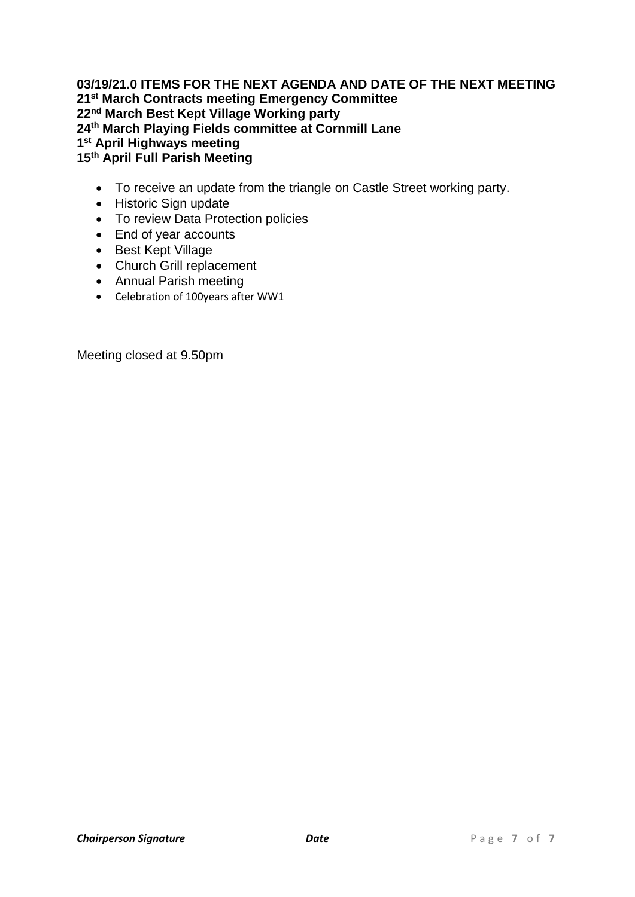**03/19/21.0 ITEMS FOR THE NEXT AGENDA AND DATE OF THE NEXT MEETING**
**21st March Contracts meeting Emergency Committee**
**22nd March Best Kept Village Working party**
**24th March Playing Fields committee at Cornmill Lane**
**1st April Highways meeting**
**15th April Full Parish Meeting**

- To receive an update from the triangle on Castle Street working party.
- Historic Sign update
- To review Data Protection policies
- End of year accounts
- Best Kept Village
- Church Grill replacement
- Annual Parish meeting
- Celebration of 100years after WW1

Meeting closed at 9.50pm

***Chairperson Signature*** ***Date***